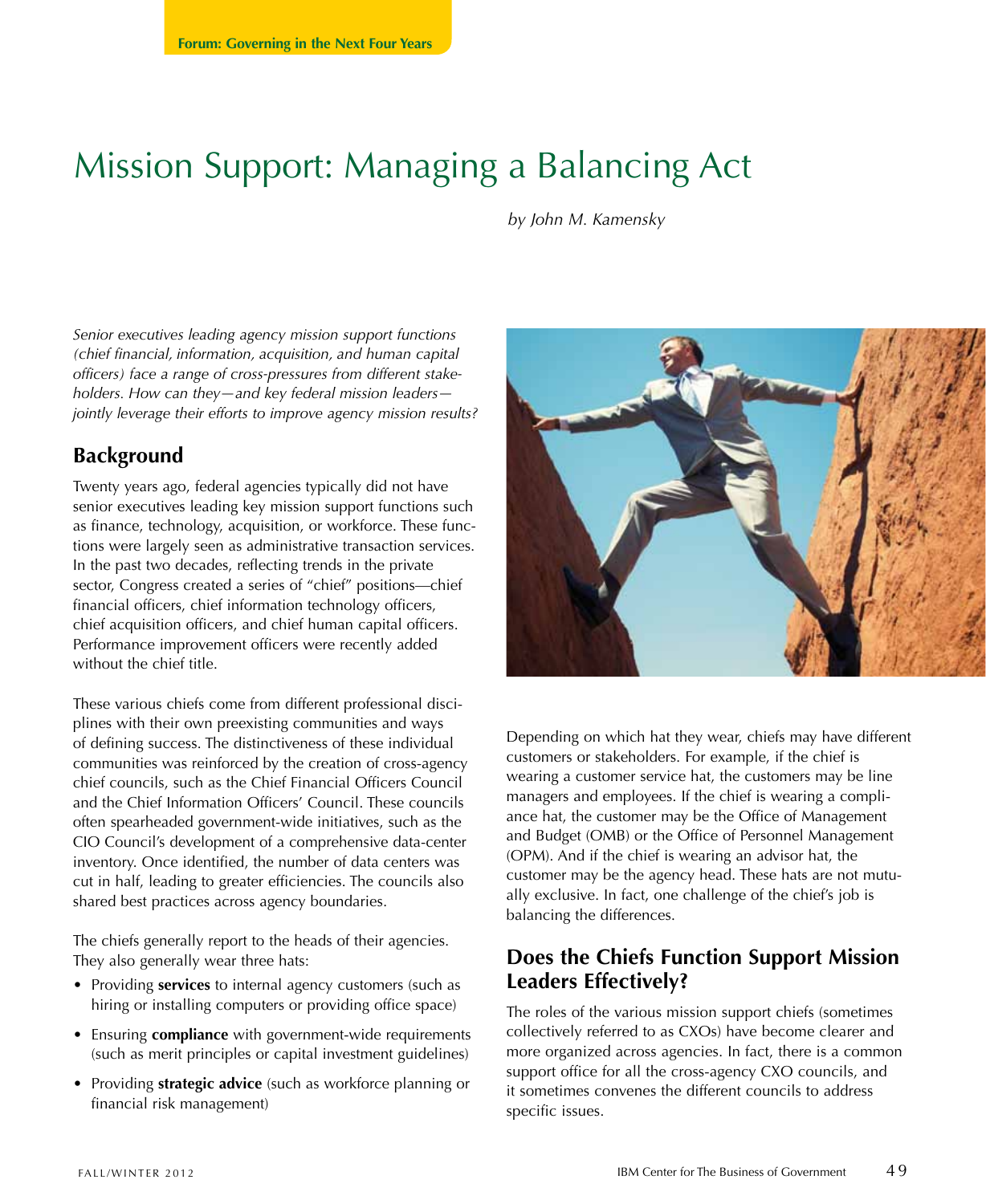Forum: Governing in the Next Four Years

# Mission Support: Managing a Balancing Act

*by John M. Kamensky*

*Senior executives leading agency mission support functions (chief financial, information, acquisition, and human capital officers) face a range of cross-pressures from different stakeholders. How can they—and key federal mission leaders—jointly leverage their efforts to improve agency mission results?*

## Background

Twenty years ago, federal agencies typically did not have senior executives leading key mission support functions such as finance, technology, acquisition, or workforce. These functions were largely seen as administrative transaction services. In the past two decades, reflecting trends in the private sector, Congress created a series of "chief" positions—chief financial officers, chief information technology officers, chief acquisition officers, and chief human capital officers. Performance improvement officers were recently added without the chief title.

These various chiefs come from different professional disciplines with their own preexisting communities and ways of defining success. The distinctiveness of these individual communities was reinforced by the creation of cross-agency chief councils, such as the Chief Financial Officers Council and the Chief Information Officers' Council. These councils often spearheaded government-wide initiatives, such as the CIO Council's development of a comprehensive data-center inventory. Once identified, the number of data centers was cut in half, leading to greater efficiencies. The councils also shared best practices across agency boundaries.

The chiefs generally report to the heads of their agencies. They also generally wear three hats:

- Providing **services** to internal agency customers (such as hiring or installing computers or providing office space)
- Ensuring **compliance** with government-wide requirements (such as merit principles or capital investment guidelines)
- Providing **strategic advice** (such as workforce planning or financial risk management)

Depending on which hat they wear, chiefs may have different customers or stakeholders. For example, if the chief is wearing a customer service hat, the customers may be line managers and employees. If the chief is wearing a compliance hat, the customer may be the Office of Management and Budget (OMB) or the Office of Personnel Management (OPM). And if the chief is wearing an advisor hat, the customer may be the agency head. These hats are not mutually exclusive. In fact, one challenge of the chief's job is balancing the differences.

## Does the Chiefs Function Support Mission Leaders Effectively?

The roles of the various mission support chiefs (sometimes collectively referred to as CXOs) have become clearer and more organized across agencies. In fact, there is a common support office for all the cross-agency CXO councils, and it sometimes convenes the different councils to address specific issues.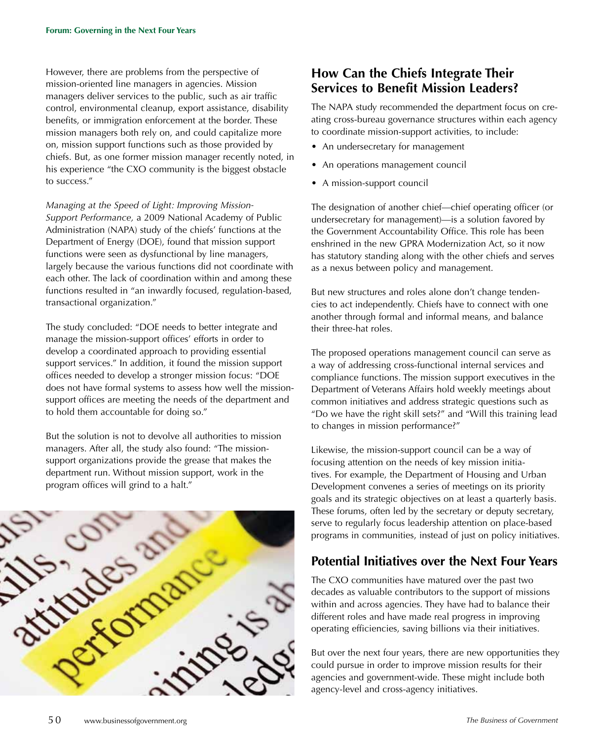However, there are problems from the perspective of mission-oriented line managers in agencies. Mission managers deliver services to the public, such as air traffic control, environmental cleanup, export assistance, disability benefits, or immigration enforcement at the border. These mission managers both rely on, and could capitalize more on, mission support functions such as those provided by chiefs. But, as one former mission manager recently noted, in his experience "the CXO community is the biggest obstacle to success."

*Managing at the Speed of Light: Improving Mission-Support Performance,* a 2009 National Academy of Public Administration (NAPA) study of the chiefs' functions at the Department of Energy (DOE), found that mission support functions were seen as dysfunctional by line managers, largely because the various functions did not coordinate with each other. The lack of coordination within and among these functions resulted in "an inwardly focused, regulation-based, transactional organization."

The study concluded: "DOE needs to better integrate and manage the mission-support offices' efforts in order to develop a coordinated approach to providing essential support services." In addition, it found the mission support offices needed to develop a stronger mission focus: "DOE does not have formal systems to assess how well the mission-support offices are meeting the needs of the department and to hold them accountable for doing so."

But the solution is not to devolve all authorities to mission managers. After all, the study also found: "The mission-support organizations provide the grease that makes the department run. Without mission support, work in the program offices will grind to a halt."

## How Can the Chiefs Integrate Their Services to Benefit Mission Leaders?

The NAPA study recommended the department focus on creating cross-bureau governance structures within each agency to coordinate mission-support activities, to include:

- An undersecretary for management
- An operations management council
- A mission-support council

The designation of another chief—chief operating officer (or undersecretary for management)—is a solution favored by the Government Accountability Office. This role has been enshrined in the new GPRA Modernization Act, so it now has statutory standing along with the other chiefs and serves as a nexus between policy and management.

But new structures and roles alone don't change tendencies to act independently. Chiefs have to connect with one another through formal and informal means, and balance their three-hat roles.

The proposed operations management council can serve as a way of addressing cross-functional internal services and compliance functions. The mission support executives in the Department of Veterans Affairs hold weekly meetings about common initiatives and address strategic questions such as "Do we have the right skill sets?" and "Will this training lead to changes in mission performance?"

Likewise, the mission-support council can be a way of focusing attention on the needs of key mission initiatives. For example, the Department of Housing and Urban Development convenes a series of meetings on its priority goals and its strategic objectives on at least a quarterly basis. These forums, often led by the secretary or deputy secretary, serve to regularly focus leadership attention on place-based programs in communities, instead of just on policy initiatives.

## Potential Initiatives over the Next Four Years

The CXO communities have matured over the past two decades as valuable contributors to the support of missions within and across agencies. They have had to balance their different roles and have made real progress in improving operating efficiencies, saving billions via their initiatives.

But over the next four years, there are new opportunities they could pursue in order to improve mission results for their agencies and government-wide. These might include both agency-level and cross-agency initiatives.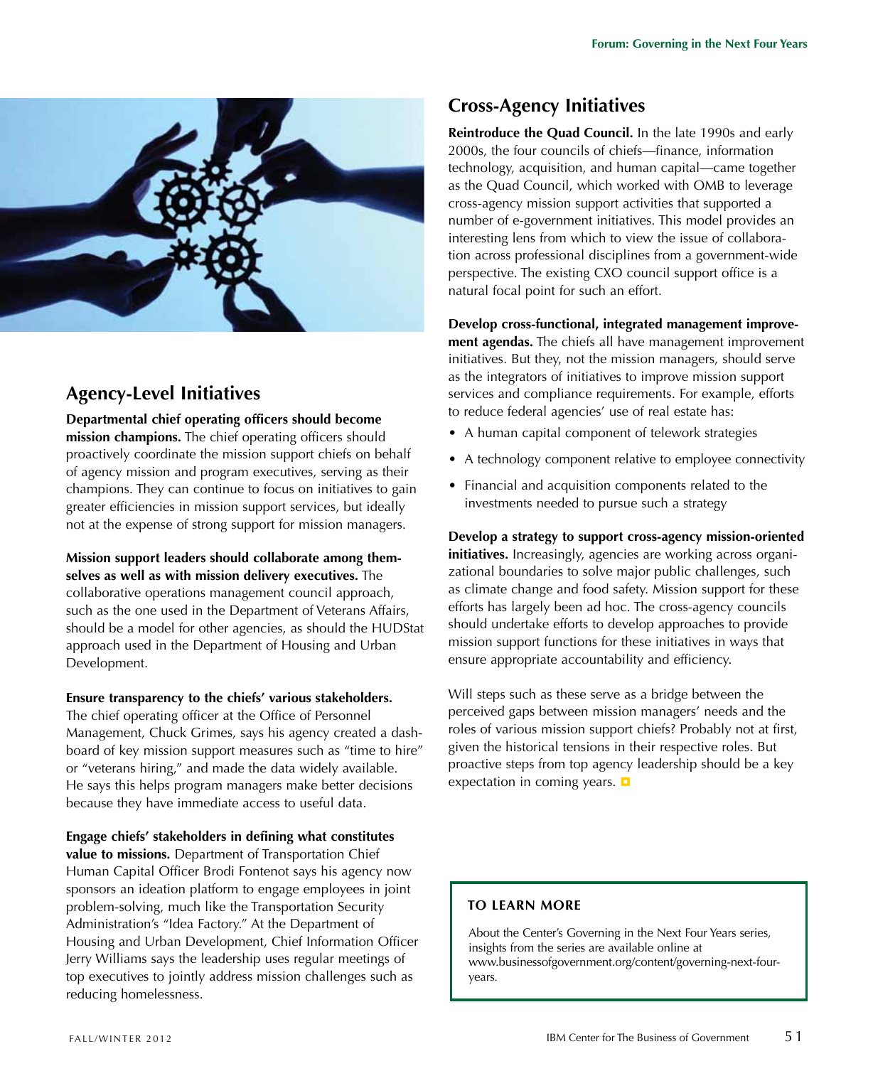## Agency-Level Initiatives

**Departmental chief operating officers should become mission champions.** The chief operating officers should proactively coordinate the mission support chiefs on behalf of agency mission and program executives, serving as their champions. They can continue to focus on initiatives to gain greater efficiencies in mission support services, but ideally not at the expense of strong support for mission managers.

**Mission support leaders should collaborate among themselves as well as with mission delivery executives.** The collaborative operations management council approach, such as the one used in the Department of Veterans Affairs, should be a model for other agencies, as should the HUDStat approach used in the Department of Housing and Urban Development.

**Ensure transparency to the chiefs' various stakeholders.** The chief operating officer at the Office of Personnel Management, Chuck Grimes, says his agency created a dashboard of key mission support measures such as "time to hire" or "veterans hiring," and made the data widely available. He says this helps program managers make better decisions because they have immediate access to useful data.

**Engage chiefs' stakeholders in defining what constitutes value to missions.** Department of Transportation Chief Human Capital Officer Brodi Fontenot says his agency now sponsors an ideation platform to engage employees in joint problem-solving, much like the Transportation Security Administration's "Idea Factory." At the Department of Housing and Urban Development, Chief Information Officer Jerry Williams says the leadership uses regular meetings of top executives to jointly address mission challenges such as reducing homelessness.

## Cross-Agency Initiatives

**Reintroduce the Quad Council.** In the late 1990s and early 2000s, the four councils of chiefs—finance, information technology, acquisition, and human capital—came together as the Quad Council, which worked with OMB to leverage cross-agency mission support activities that supported a number of e-government initiatives. This model provides an interesting lens from which to view the issue of collaboration across professional disciplines from a government-wide perspective. The existing CXO council support office is a natural focal point for such an effort.

**Develop cross-functional, integrated management improvement agendas.** The chiefs all have management improvement initiatives. But they, not the mission managers, should serve as the integrators of initiatives to improve mission support services and compliance requirements. For example, efforts to reduce federal agencies' use of real estate has:

- A human capital component of telework strategies
- A technology component relative to employee connectivity
- Financial and acquisition components related to the investments needed to pursue such a strategy

**Develop a strategy to support cross-agency mission-oriented initiatives.** Increasingly, agencies are working across organizational boundaries to solve major public challenges, such as climate change and food safety. Mission support for these efforts has largely been ad hoc. The cross-agency councils should undertake efforts to develop approaches to provide mission support functions for these initiatives in ways that ensure appropriate accountability and efficiency.

Will steps such as these serve as a bridge between the perceived gaps between mission managers' needs and the roles of various mission support chiefs? Probably not at first, given the historical tensions in their respective roles. But proactive steps from top agency leadership should be a key expectation in coming years.

### TO LEARN MORE

About the Center's Governing in the Next Four Years series, insights from the series are available online at www.businessofgovernment.org/content/governing-next-four-years.